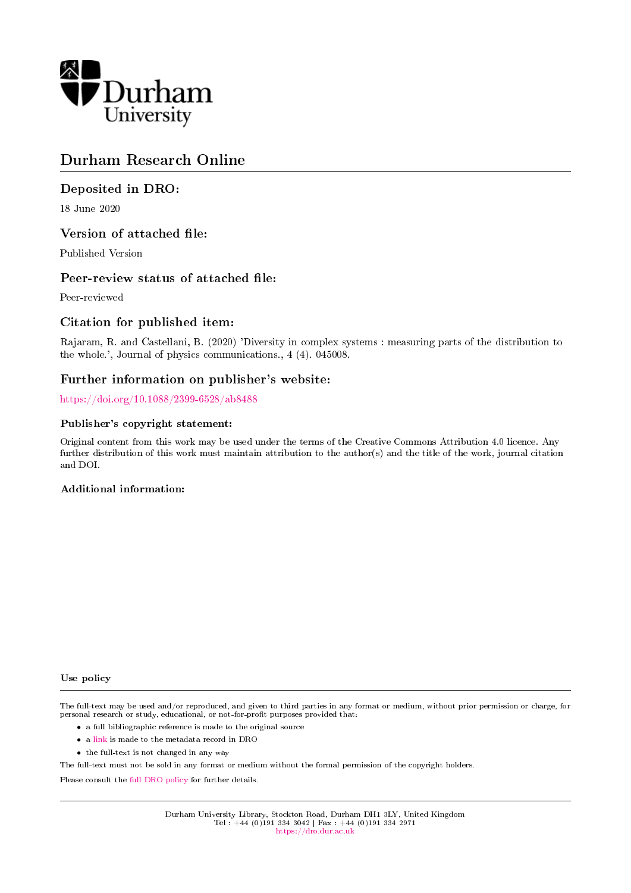# Durham Research Online

## Deposited in DRO:

18 June 2020

## Version of attached file:

Published Version

## Peer-review status of attached file:

Peer-reviewed

## Citation for published item:

Rajaram, R. and Castellani, B. (2020) 'Diversity in complex systems : measuring parts of the distribution to the whole.', Journal of physics communications., 4 (4). 045008.

## Further information on publisher's website:

https://doi.org/10.1088/2399-6528/ab8488

### Publisher's copyright statement:

Original content from this work may be used under the terms of the Creative Commons Attribution 4.0 licence. Any further distribution of this work must maintain attribution to the author(s) and the title of the work, journal citation and DOI.

### Additional information:

### Use policy

The full-text may be used and/or reproduced, and given to third parties in any format or medium, without prior permission or charge, for personal research or study, educational, or not-for-profit purposes provided that:

- a full bibliographic reference is made to the original source
- a link is made to the metadata record in DRO
- the full-text is not changed in any way

The full-text must not be sold in any format or medium without the formal permission of the copyright holders.

Please consult the full DRO policy for further details.

Durham University Library, Stockton Road, Durham DH1 3LY, United Kingdom
Tel : +44 (0)191 334 3042 | Fax : +44 (0)191 334 2971
https://dro.dur.ac.uk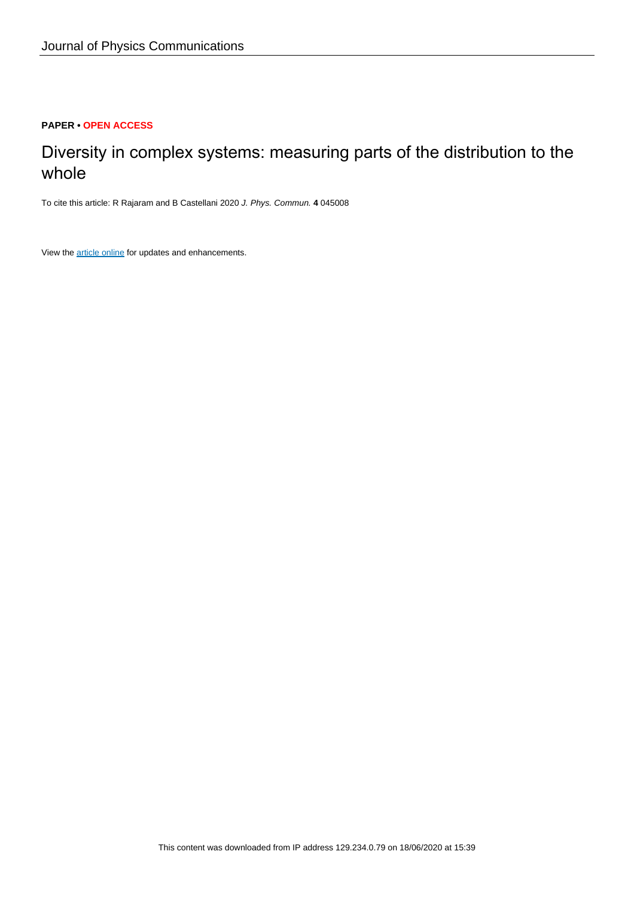Journal of Physics Communications

**PAPER • OPEN ACCESS**

# Diversity in complex systems: measuring parts of the distribution to the whole

To cite this article: R Rajaram and B Castellani 2020 *J. Phys. Commun.* **4** 045008

View the article online for updates and enhancements.

This content was downloaded from IP address 129.234.0.79 on 18/06/2020 at 15:39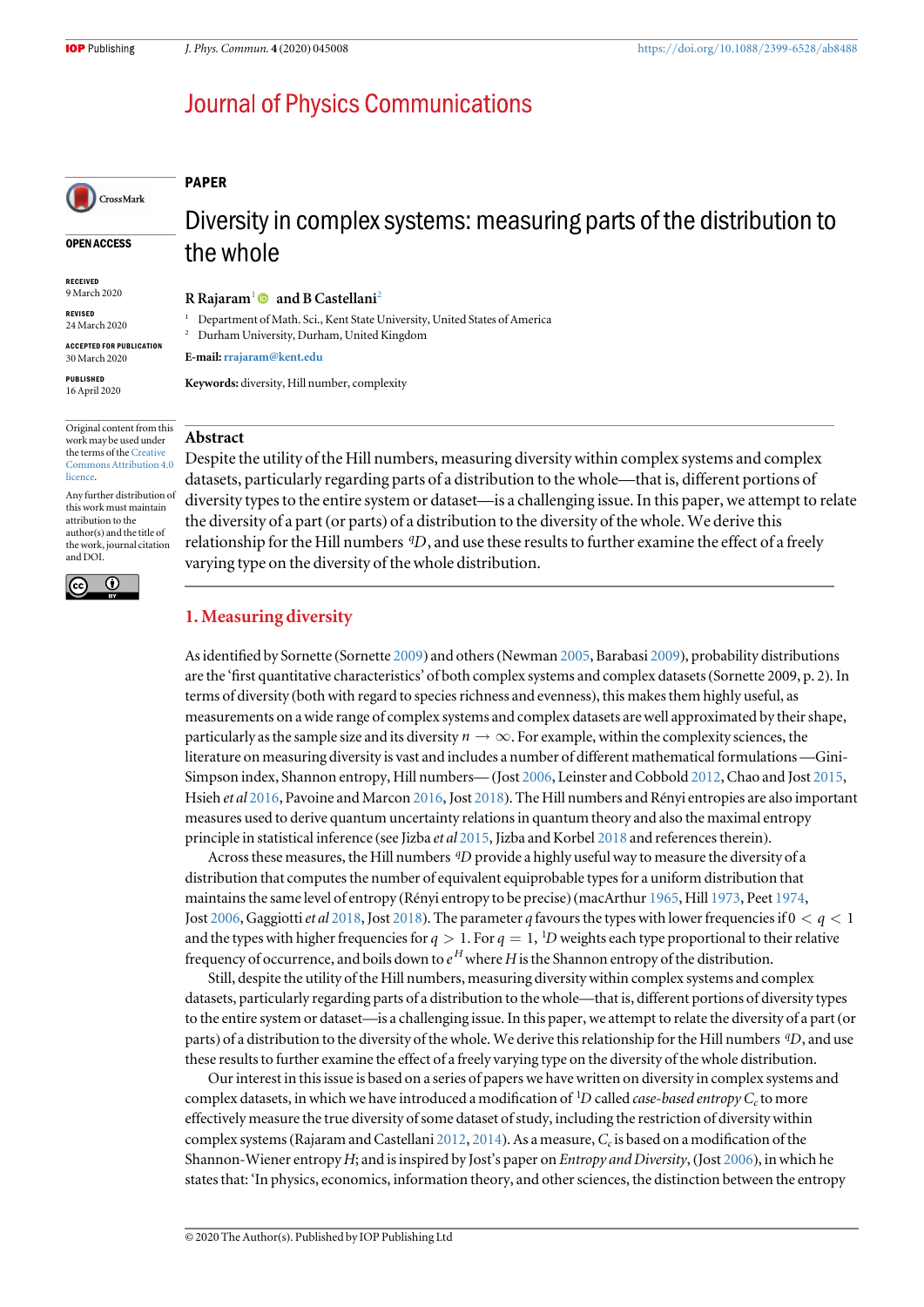**PAPER**

# Diversity in complex systems: measuring parts of the distribution to the whole

**R Rajaram**[1] **and B Castellani**[2]

[1] Department of Math. Sci., Kent State University, United States of America

[2] Durham University, Durham, United Kingdom

**E-mail:** rrajaram@kent.edu

**Keywords:** diversity, Hill number, complexity

**OPEN ACCESS**

**RECEIVED** 9 March 2020

**REVISED** 24 March 2020

**ACCEPTED FOR PUBLICATION** 30 March 2020

**PUBLISHED** 16 April 2020

Original content from this work may be used under the terms of the Creative Commons Attribution 4.0 licence.

Any further distribution of this work must maintain attribution to the author(s) and the title of the work, journal citation and DOI.

## Abstract

Despite the utility of the Hill numbers, measuring diversity within complex systems and complex datasets, particularly regarding parts of a distribution to the whole—that is, different portions of diversity types to the entire system or dataset—is a challenging issue. In this paper, we attempt to relate the diversity of a part (or parts) of a distribution to the diversity of the whole. We derive this relationship for the Hill numbers ${}^{q}D$, and use these results to further examine the effect of a freely varying type on the diversity of the whole distribution.

## 1. Measuring diversity

As identified by Sornette (Sornette 2009) and others (Newman 2005, Barabasi 2009), probability distributions are the 'first quantitative characteristics' of both complex systems and complex datasets (Sornette 2009, p. 2). In terms of diversity (both with regard to species richness and evenness), this makes them highly useful, as measurements on a wide range of complex systems and complex datasets are well approximated by their shape, particularly as the sample size and its diversity $n \to \infty$. For example, within the complexity sciences, the literature on measuring diversity is vast and includes a number of different mathematical formulations —Gini-Simpson index, Shannon entropy, Hill numbers— (Jost 2006, Leinster and Cobbold 2012, Chao and Jost 2015, Hsieh *et al* 2016, Pavoine and Marcon 2016, Jost 2018). The Hill numbers and Rényi entropies are also important measures used to derive quantum uncertainty relations in quantum theory and also the maximal entropy principle in statistical inference (see Jizba *et al* 2015, Jizba and Korbel 2018 and references therein).

Across these measures, the Hill numbers ${}^{q}D$ provide a highly useful way to measure the diversity of a distribution that computes the number of equivalent equiprobable types for a uniform distribution that maintains the same level of entropy (Rényi entropy to be precise) (macArthur 1965, Hill 1973, Peet 1974, Jost 2006, Gaggiotti *et al* 2018, Jost 2018). The parameter $q$ favours the types with lower frequencies if $0 < q < 1$ and the types with higher frequencies for $q > 1$. For $q = 1$, ${}^{1}D$ weights each type proportional to their relative frequency of occurrence, and boils down to $e^{H}$ where $H$ is the Shannon entropy of the distribution.

Still, despite the utility of the Hill numbers, measuring diversity within complex systems and complex datasets, particularly regarding parts of a distribution to the whole—that is, different portions of diversity types to the entire system or dataset—is a challenging issue. In this paper, we attempt to relate the diversity of a part (or parts) of a distribution to the diversity of the whole. We derive this relationship for the Hill numbers ${}^{q}D$, and use these results to further examine the effect of a freely varying type on the diversity of the whole distribution.

Our interest in this issue is based on a series of papers we have written on diversity in complex systems and complex datasets, in which we have introduced a modification of ${}^{1}D$ called *case-based entropy* $C_c$ to more effectively measure the true diversity of some dataset of study, including the restriction of diversity within complex systems (Rajaram and Castellani 2012, 2014). As a measure, $C_c$ is based on a modification of the Shannon-Wiener entropy $H$; and is inspired by Jost's paper on *Entropy and Diversity*, (Jost 2006), in which he states that: 'In physics, economics, information theory, and other sciences, the distinction between the entropy

© 2020 The Author(s). Published by IOP Publishing Ltd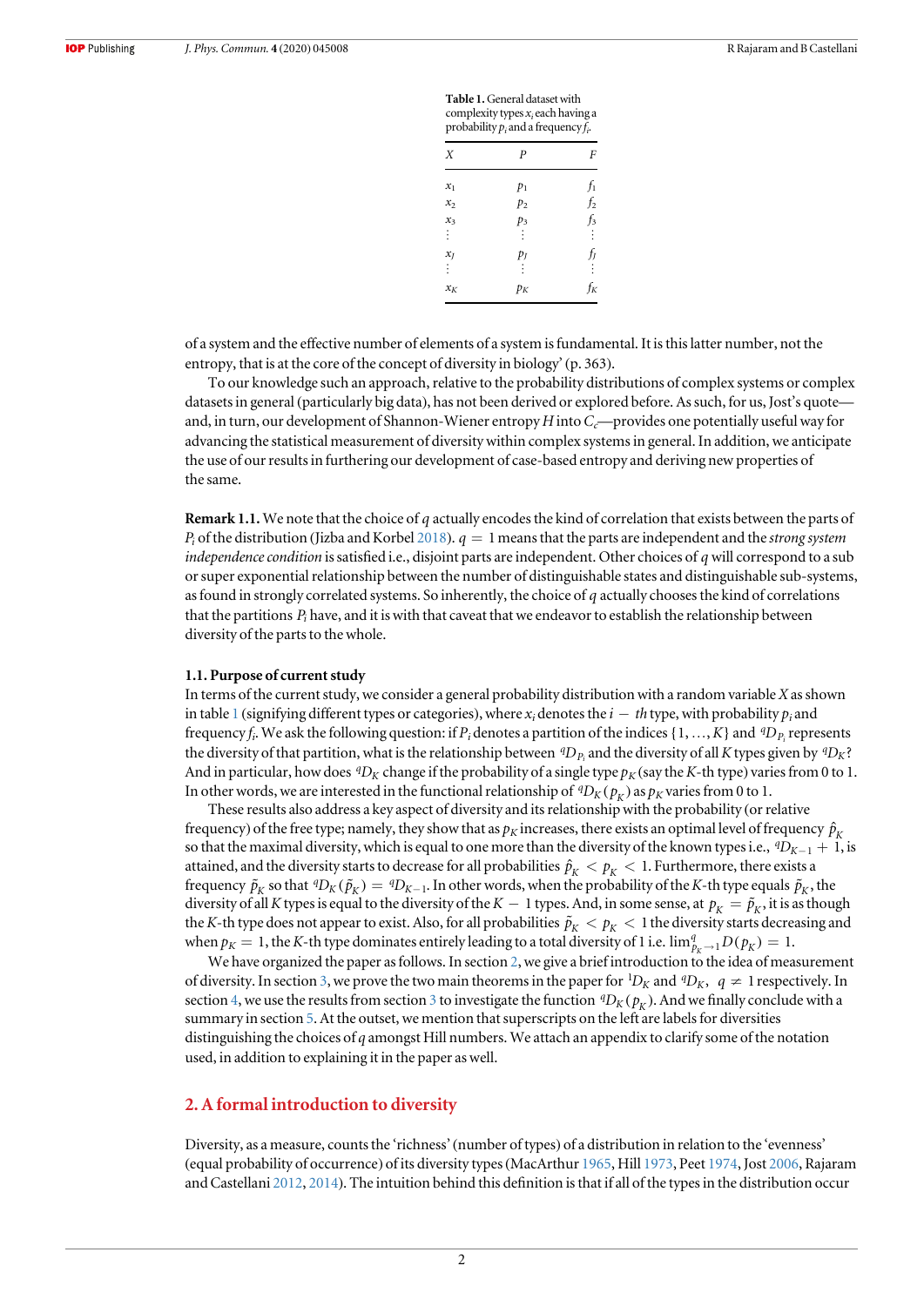**Table 1.** General dataset with complexity types $x_i$ each having a probability $p_i$ and a frequency $f_i$.

| $X$ | $P$ | $F$ |
|---|---|---|
| $x_1$ | $p_1$ | $f_1$ |
| $x_2$ | $p_2$ | $f_2$ |
| $x_3$ | $p_3$ | $f_3$ |
| $\vdots$ | $\vdots$ | $\vdots$ |
| $x_J$ | $p_J$ | $f_J$ |
| $\vdots$ | $\vdots$ | $\vdots$ |
| $x_K$ | $p_K$ | $f_K$ |

of a system and the effective number of elements of a system is fundamental. It is this latter number, not the entropy, that is at the core of the concept of diversity in biology' (p. 363).

To our knowledge such an approach, relative to the probability distributions of complex systems or complex datasets in general (particularly big data), has not been derived or explored before. As such, for us, Jost's quote—and, in turn, our development of Shannon-Wiener entropy $H$ into $C_c$—provides one potentially useful way for advancing the statistical measurement of diversity within complex systems in general. In addition, we anticipate the use of our results in furthering our development of case-based entropy and deriving new properties of the same.

**Remark 1.1.** We note that the choice of $q$ actually encodes the kind of correlation that exists between the parts of $P_i$ of the distribution (Jizba and Korbel 2018). $q = 1$ means that the parts are independent and the *strong system independence condition* is satisfied i.e., disjoint parts are independent. Other choices of $q$ will correspond to a sub or super exponential relationship between the number of distinguishable states and distinguishable sub-systems, as found in strongly correlated systems. So inherently, the choice of $q$ actually chooses the kind of correlations that the partitions $P_i$ have, and it is with that caveat that we endeavor to establish the relationship between diversity of the parts to the whole.

### 1.1. Purpose of current study

In terms of the current study, we consider a general probability distribution with a random variable $X$ as shown in table 1 (signifying different types or categories), where $x_i$ denotes the $i-th$ type, with probability $p_i$ and frequency $f_i$. We ask the following question: if $P_i$ denotes a partition of the indices $\{1, \ldots, K\}$ and ${}^{q}D_{P_i}$ represents the diversity of that partition, what is the relationship between ${}^{q}D_{P_i}$ and the diversity of all $K$ types given by ${}^{q}D_K$? And in particular, how does ${}^{q}D_K$ change if the probability of a single type $p_K$ (say the $K$-th type) varies from 0 to 1. In other words, we are interested in the functional relationship of ${}^{q}D_K(p_K)$ as $p_K$ varies from 0 to 1.

These results also address a key aspect of diversity and its relationship with the probability (or relative frequency) of the free type; namely, they show that as $p_K$ increases, there exists an optimal level of frequency $\hat{p}_K$ so that the maximal diversity, which is equal to one more than the diversity of the known types i.e., ${}^{q}D_{K-1} + 1$, is attained, and the diversity starts to decrease for all probabilities $\hat{p}_K < p_K < 1$. Furthermore, there exists a frequency $\tilde{p}_K$ so that ${}^{q}D_K(\tilde{p}_K) = {}^{q}D_{K-1}$. In other words, when the probability of the $K$-th type equals $\tilde{p}_K$, the diversity of all $K$ types is equal to the diversity of the $K-1$ types. And, in some sense, at $p_K = \tilde{p}_K$, it is as though the $K$-th type does not appear to exist. Also, for all probabilities $\tilde{p}_K < p_K < 1$ the diversity starts decreasing and when $p_K = 1$, the $K$-th type dominates entirely leading to a total diversity of 1 i.e. $\lim^{q}_{p_K \to 1} D(p_K) = 1$.

We have organized the paper as follows. In section 2, we give a brief introduction to the idea of measurement of diversity. In section 3, we prove the two main theorems in the paper for ${}^{1}D_K$ and ${}^{q}D_K,\ q \neq 1$ respectively. In section 4, we use the results from section 3 to investigate the function ${}^{q}D_K(p_K)$. And we finally conclude with a summary in section 5. At the outset, we mention that superscripts on the left are labels for diversities distinguishing the choices of $q$ amongst Hill numbers. We attach an appendix to clarify some of the notation used, in addition to explaining it in the paper as well.

## 2. A formal introduction to diversity

Diversity, as a measure, counts the 'richness' (number of types) of a distribution in relation to the 'evenness' (equal probability of occurrence) of its diversity types (MacArthur 1965, Hill 1973, Peet 1974, Jost 2006, Rajaram and Castellani 2012, 2014). The intuition behind this definition is that if all of the types in the distribution occur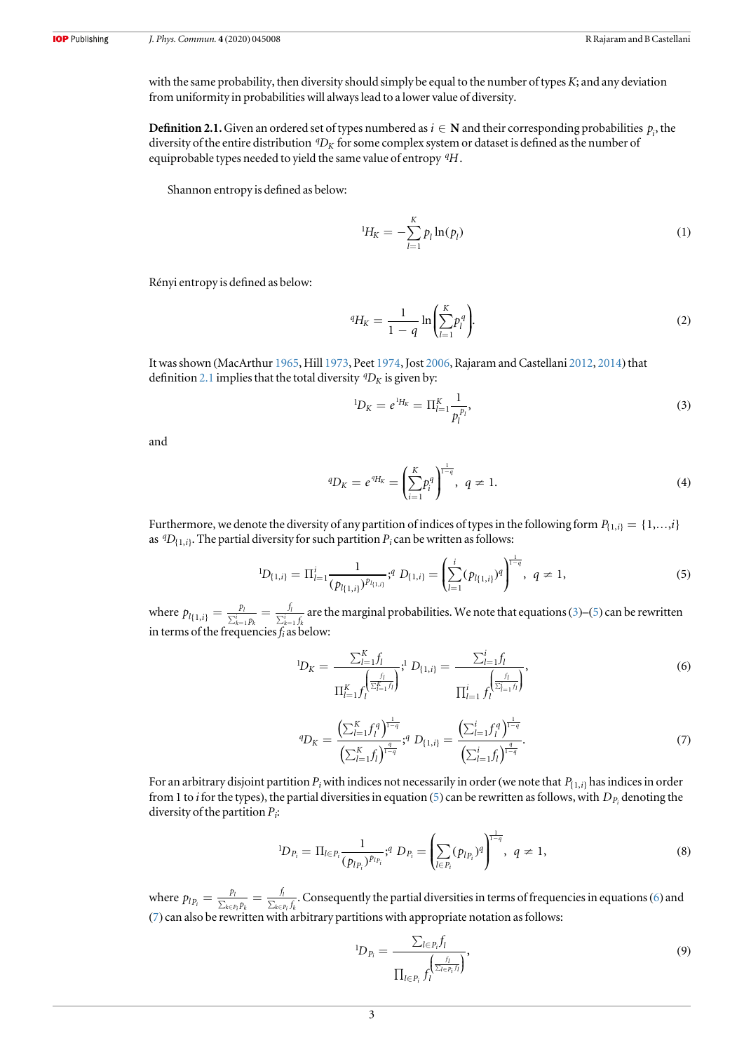with the same probability, then diversity should simply be equal to the number of types $K$; and any deviation from uniformity in probabilities will always lead to a lower value of diversity.

**Definition 2.1.** Given an ordered set of types numbered as $i \in \mathbf{N}$ and their corresponding probabilities $p_i$, the diversity of the entire distribution ${}^qD_K$ for some complex system or dataset is defined as the number of equiprobable types needed to yield the same value of entropy ${}^qH$.

Shannon entropy is defined as below:

$$ {}^1H_K = -\sum_{l=1}^{K} p_l \ln(p_l) \tag{1} $$

Rényi entropy is defined as below:

$$ {}^qH_K = \frac{1}{1-q} \ln\left(\sum_{l=1}^{K} p_l^q\right). \tag{2} $$

It was shown (MacArthur 1965, Hill 1973, Peet 1974, Jost 2006, Rajaram and Castellani 2012, 2014) that definition 2.1 implies that the total diversity ${}^qD_K$ is given by:

$$ {}^1D_K = e^{{}^1H_K} = \Pi_{l=1}^{K} \frac{1}{p_l^{p_l}}, \tag{3} $$

and

$$ {}^qD_K = e^{{}^qH_K} = \left(\sum_{i=1}^{K} p_i^q\right)^{\frac{1}{1-q}}, \quad q \neq 1. \tag{4} $$

Furthermore, we denote the diversity of any partition of indices of types in the following form $P_{\{1,i\}} = \{1, \ldots, i\}$ as ${}^qD_{\{1,i\}}$. The partial diversity for such partition $P_i$ can be written as follows:

$$ {}^1D_{\{1,i\}} = \Pi_{l=1}^{i} \frac{1}{(p_{l\{1,i\}})^{p_{l\{1,i\}}}}; {}^q D_{\{1,i\}} = \left(\sum_{l=1}^{i} (p_{l\{1,i\}})^q\right)^{\frac{1}{1-q}}, \quad q \neq 1, \tag{5} $$

where $p_{l\{1,i\}} = \frac{p_l}{\sum_{k=1}^{i} p_k} = \frac{f_l}{\sum_{k=1}^{i} f_k}$ are the marginal probabilities. We note that equations (3)–(5) can be rewritten in terms of the frequencies $f_i$ as below:

$$ {}^1D_K = \frac{\sum_{l=1}^{K} f_l}{\Pi_{l=1}^{K} f_l^{\left(\frac{f_l}{\sum_{l=1}^{K} f_l}\right)}}; {}^1 D_{\{1,i\}} = \frac{\sum_{l=1}^{i} f_l}{\Pi_{l=1}^{i} f_l^{\left(\frac{f_l}{\sum_{l=1}^{i} f_l}\right)}}, \tag{6} $$

$$ {}^qD_K = \frac{\left(\sum_{l=1}^{K} f_l^q\right)^{\frac{1}{1-q}}}{\left(\sum_{l=1}^{K} f_l\right)^{\frac{q}{1-q}}}; {}^q D_{\{1,i\}} = \frac{\left(\sum_{l=1}^{i} f_l^q\right)^{\frac{1}{1-q}}}{\left(\sum_{l=1}^{i} f_l\right)^{\frac{q}{1-q}}}. \tag{7} $$

For an arbitrary disjoint partition $P_i$ with indices not necessarily in order (we note that $P_{\{1,i\}}$ has indices in order from 1 to $i$ for the types), the partial diversities in equation (5) can be rewritten as follows, with $D_{P_i}$ denoting the diversity of the partition $P_i$:

$$ {}^1D_{P_i} = \Pi_{l \in P_i} \frac{1}{(p_{lP_i})^{p_{lP_i}}}; {}^q D_{P_i} = \left(\sum_{l \in P_i} (p_{lP_i})^q\right)^{\frac{1}{1-q}}, \quad q \neq 1, \tag{8} $$

where $p_{lP_i} = \frac{p_l}{\sum_{k \in P_i} p_k} = \frac{f_l}{\sum_{k \in P_i} f_k}$. Consequently the partial diversities in terms of frequencies in equations (6) and (7) can also be rewritten with arbitrary partitions with appropriate notation as follows:

$$ {}^1D_{P_i} = \frac{\sum_{l \in P_i} f_l}{\prod_{l \in P_i} f_l^{\left(\frac{f_l}{\sum_{l \in P_i} f_l}\right)}}, \tag{9} $$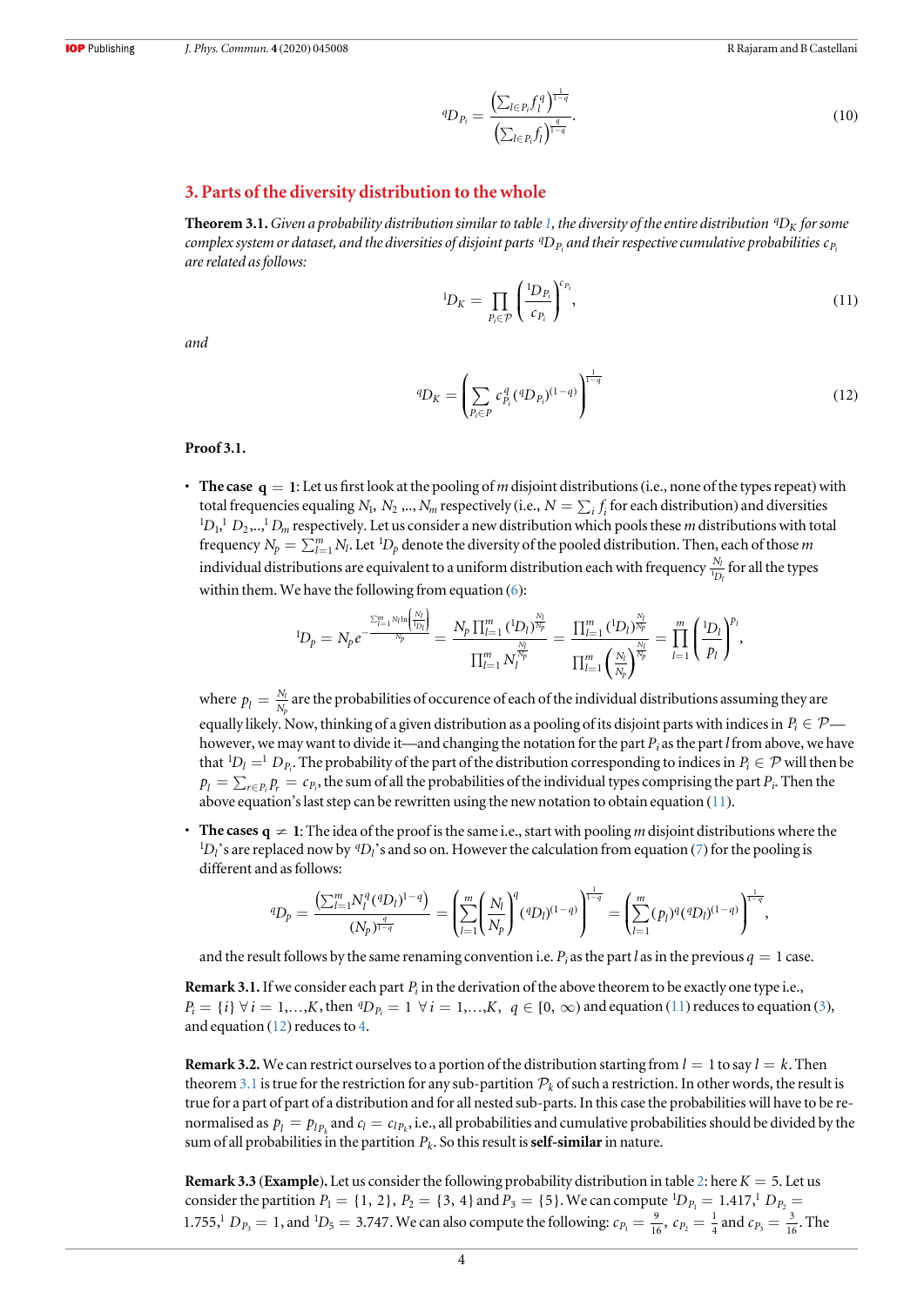$$
{}^{q}D_{P_i} = \frac{\left(\sum_{l \in P_i} f_l^q\right)^{\frac{1}{1-q}}}{\left(\sum_{l \in P_i} f_l\right)^{\frac{q}{1-q}}}. \tag{10}
$$

## 3. Parts of the diversity distribution to the whole

**Theorem 3.1.** *Given a probability distribution similar to table 1, the diversity of the entire distribution ${}^{q}D_K$ for some complex system or dataset, and the diversities of disjoint parts ${}^{q}D_{P_i}$ and their respective cumulative probabilities $c_{P_i}$ are related as follows:*

$$
{}^{1}D_K = \prod_{P_i \in \mathcal{P}} \left(\frac{{}^{1}D_{P_i}}{c_{P_i}}\right)^{c_{P_i}}, \tag{11}
$$

*and*

$$
{}^{q}D_K = \left(\sum_{P_i \in P} c_{P_i}^q \,({}^{q}D_{P_i})^{(1-q)}\right)^{\frac{1}{1-q}} \tag{12}
$$

**Proof 3.1.**

- **The case $\mathbf{q = 1}$**: Let us first look at the pooling of $m$ disjoint distributions (i.e., none of the types repeat) with total frequencies equaling $N_1, N_2, .., N_m$ respectively (i.e., $N = \sum_i f_i$ for each distribution) and diversities ${}^{1}D_1, {}^{1}D_2, .., {}^{1}D_m$ respectively. Let us consider a new distribution which pools these $m$ distributions with total frequency $N_p = \sum_{l=1}^{m} N_l$. Let ${}^{1}D_p$ denote the diversity of the pooled distribution. Then, each of those $m$ individual distributions are equivalent to a uniform distribution each with frequency $\frac{N_l}{{}^{1}D_l}$ for all the types within them. We have the following from equation (6):

$$
{}^{1}D_p = N_p e^{-\frac{\sum_{l=1}^{m} N_l \ln\left(\frac{N_l}{{}^{1}D_l}\right)}{N_p}} = \frac{N_p \prod_{l=1}^{m} ({}^{1}D_l)^{\frac{N_l}{N_p}}}{\prod_{l=1}^{m} N_l^{\frac{N_l}{N_p}}} = \frac{\prod_{l=1}^{m} ({}^{1}D_l)^{\frac{N_l}{N_p}}}{\prod_{l=1}^{m} \left(\frac{N_l}{N_p}\right)^{\frac{N_l}{N_p}}} = \prod_{l=1}^{m} \left(\frac{{}^{1}D_l}{p_l}\right)^{p_l},
$$

  where $p_l = \frac{N_l}{N_p}$ are the probabilities of occurence of each of the individual distributions assuming they are equally likely. Now, thinking of a given distribution as a pooling of its disjoint parts with indices in $P_i \in \mathcal{P}$—however, we may want to divide it—and changing the notation for the part $P_i$ as the part $l$ from above, we have that ${}^{1}D_l = {}^{1}D_{P_i}$. The probability of the part of the distribution corresponding to indices in $P_i \in \mathcal{P}$ will then be $p_l = \sum_{r \in P_i} p_r = c_{P_i}$, the sum of all the probabilities of the individual types comprising the part $P_i$. Then the above equation's last step can be rewritten using the new notation to obtain equation (11).

- **The cases $\mathbf{q \neq 1}$**: The idea of the proof is the same i.e., start with pooling $m$ disjoint distributions where the ${}^{1}D_l$'s are replaced now by ${}^{q}D_l$'s and so on. However the calculation from equation (7) for the pooling is different and as follows:

$$
{}^{q}D_p = \frac{\left(\sum_{l=1}^{m} N_l^q ({}^{q}D_l)^{1-q}\right)}{(N_p)^{\frac{q}{1-q}}} = \left(\sum_{l=1}^{m} \left(\frac{N_l}{N_p}\right)^q ({}^{q}D_l)^{(1-q)}\right)^{\frac{1}{1-q}} = \left(\sum_{l=1}^{m} (p_l)^q ({}^{q}D_l)^{(1-q)}\right)^{\frac{1}{1-q}},
$$

  and the result follows by the same renaming convention i.e. $P_i$ as the part $l$ as in the previous $q = 1$ case.

**Remark 3.1.** If we consider each part $P_i$ in the derivation of the above theorem to be exactly one type i.e., $P_i = \{i\}\ \forall\, i = 1,\ldots,K$, then ${}^{q}D_{P_i} = 1\ \forall\, i = 1,\ldots,K,\ q \in [0, \infty)$ and equation (11) reduces to equation (3), and equation (12) reduces to 4.

**Remark 3.2.** We can restrict ourselves to a portion of the distribution starting from $l = 1$ to say $l = k$. Then theorem 3.1 is true for the restriction for any sub-partition $\mathcal{P}_k$ of such a restriction. In other words, the result is true for a part of part of a distribution and for all nested sub-parts. In this case the probabilities will have to be re-normalised as $p_l = p_{l_{P_k}}$ and $c_l = c_{l_{P_k}}$, i.e., all probabilities and cumulative probabilities should be divided by the sum of all probabilities in the partition $P_k$. So this result is **self-similar** in nature.

**Remark 3.3** (**Example**). Let us consider the following probability distribution in table 2: here $K = 5$. Let us consider the partition $P_1 = \{1, 2\}$, $P_2 = \{3, 4\}$ and $P_3 = \{5\}$. We can compute ${}^{1}D_{P_1} = 1.417$, ${}^{1}D_{P_2} = 1.755$, ${}^{1}D_{P_3} = 1$, and ${}^{1}D_5 = 3.747$. We can also compute the following: $c_{P_1} = \frac{9}{16}$, $c_{P_2} = \frac{1}{4}$ and $c_{P_3} = \frac{3}{16}$. The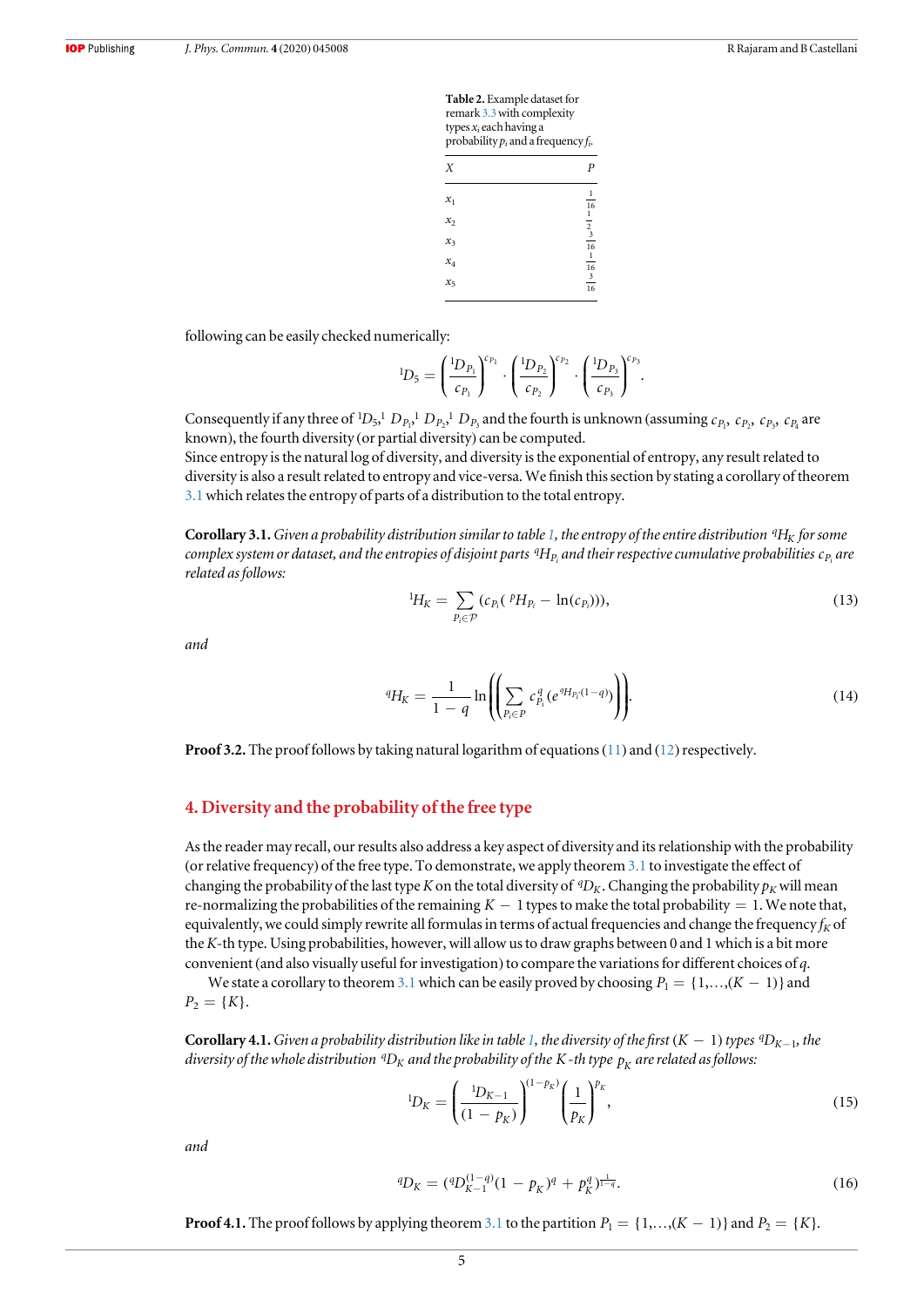**Table 2.** Example dataset for remark 3.3 with complexity types $x_i$ each having a probability $p_i$ and a frequency $f_i$.

| $X$ | $P$ |
|---|---|
| $x_1$ | $\frac{1}{16}$ |
| $x_2$ | $\frac{1}{2}$ |
| $x_3$ | $\frac{3}{16}$ |
| $x_4$ | $\frac{1}{16}$ |
| $x_5$ | $\frac{3}{16}$ |

following can be easily checked numerically:

$$ {}^{1}D_5 = \left(\frac{{}^{1}D_{P_1}}{c_{P_1}}\right)^{c_{P_1}} \cdot \left(\frac{{}^{1}D_{P_2}}{c_{P_2}}\right)^{c_{P_2}} \cdot \left(\frac{{}^{1}D_{P_3}}{c_{P_3}}\right)^{c_{P_3}}. $$

Consequently if any three of ${}^{1}D_5, {}^{1}D_{P_1}, {}^{1}D_{P_2}, {}^{1}D_{P_3}$ and the fourth is unknown (assuming $c_{P_1}, c_{P_2}, c_{P_3}, c_{P_4}$ are known), the fourth diversity (or partial diversity) can be computed.
Since entropy is the natural log of diversity, and diversity is the exponential of entropy, any result related to diversity is also a result related to entropy and vice-versa. We finish this section by stating a corollary of theorem 3.1 which relates the entropy of parts of a distribution to the total entropy.

**Corollary 3.1.** *Given a probability distribution similar to table 1, the entropy of the entire distribution ${}^{q}H_K$ for some complex system or dataset, and the entropies of disjoint parts ${}^{q}H_{P_i}$ and their respective cumulative probabilities $c_{P_i}$ are related as follows:*

$$ {}^{1}H_K = \sum_{P_i \in \mathcal{P}} (c_{P_i}({}^{p}H_{P_i} - \ln(c_{P_i}))), \tag{13} $$

*and*

$$ {}^{q}H_K = \frac{1}{1-q} \ln\left(\left(\sum_{P_i \in P} c_{P_i}^{q}(e^{{}^{q}H_{P_i}(1-q)})\right)\right). \tag{14} $$

**Proof 3.2.** The proof follows by taking natural logarithm of equations (11) and (12) respectively.

## 4. Diversity and the probability of the free type

As the reader may recall, our results also address a key aspect of diversity and its relationship with the probability (or relative frequency) of the free type. To demonstrate, we apply theorem 3.1 to investigate the effect of changing the probability of the last type $K$ on the total diversity of ${}^{q}D_K$. Changing the probability $p_K$ will mean re-normalizing the probabilities of the remaining $K-1$ types to make the total probability $= 1$. We note that, equivalently, we could simply rewrite all formulas in terms of actual frequencies and change the frequency $f_K$ of the $K$-th type. Using probabilities, however, will allow us to draw graphs between 0 and 1 which is a bit more convenient (and also visually useful for investigation) to compare the variations for different choices of $q$.

We state a corollary to theorem 3.1 which can be easily proved by choosing $P_1 = \{1,\ldots,(K-1)\}$ and $P_2 = \{K\}$.

**Corollary 4.1.** *Given a probability distribution like in table 1, the diversity of the first $(K-1)$ types ${}^{q}D_{K-1}$, the diversity of the whole distribution ${}^{q}D_K$ and the probability of the $K$-th type $p_K$ are related as follows:*

$$ {}^{1}D_K = \left(\frac{{}^{1}D_{K-1}}{(1-p_K)}\right)^{(1-p_K)} \left(\frac{1}{p_K}\right)^{p_K}, \tag{15} $$

*and*

$$ {}^{q}D_K = ({}^{q}D_{K-1}^{(1-q)}(1-p_K)^{q} + p_K^{q})^{\frac{1}{1-q}}. \tag{16} $$

**Proof 4.1.** The proof follows by applying theorem 3.1 to the partition $P_1 = \{1,\ldots,(K-1)\}$ and $P_2 = \{K\}$.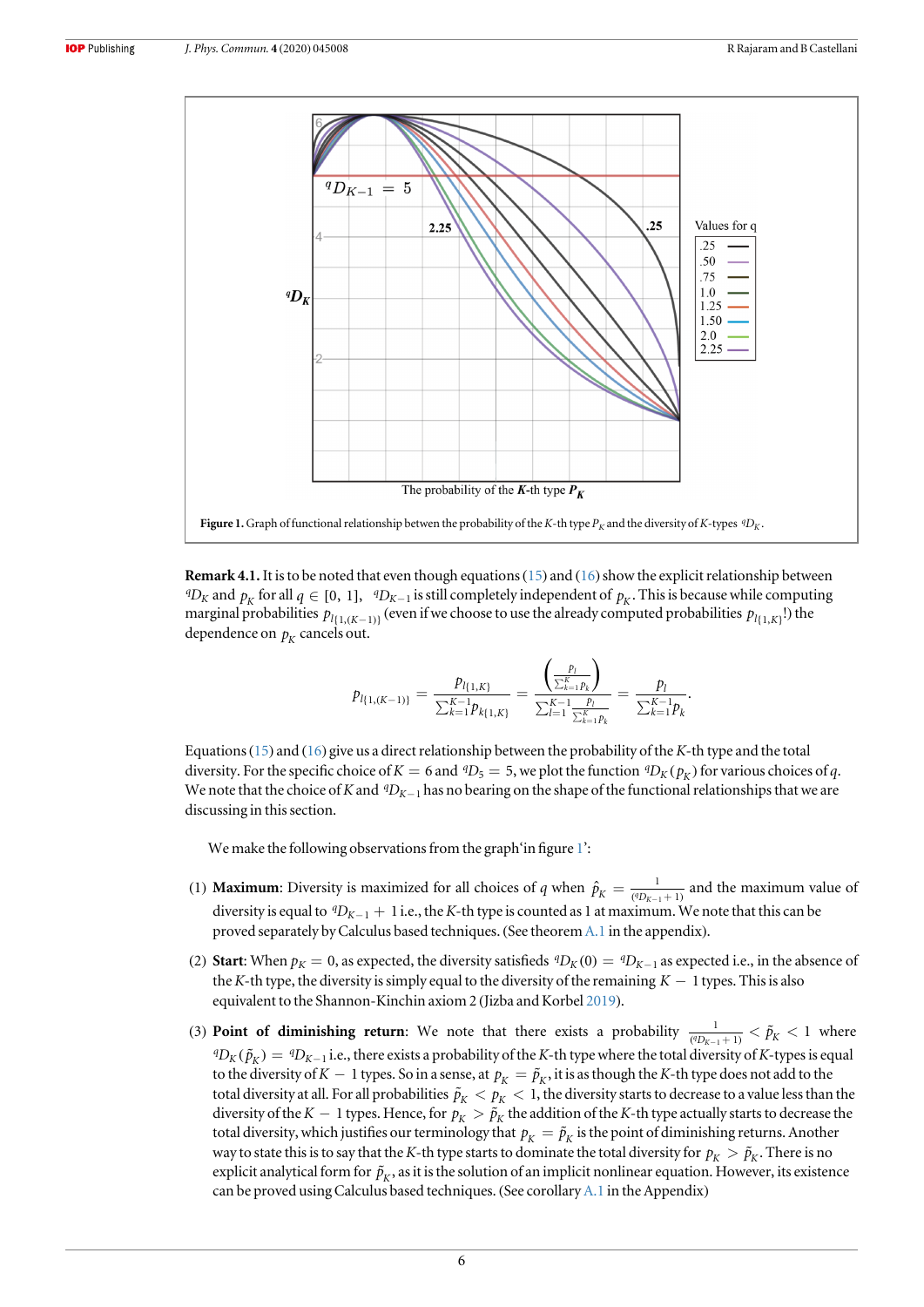**Figure 1.** Graph of functional relationship betwen the probability of the $K$-th type $P_K$ and the diversity of $K$-types ${}^qD_K$.

**Remark 4.1.** It is to be noted that even though equations (15) and (16) show the explicit relationship between ${}^qD_K$ and $p_K$ for all $q \in [0, 1]$, ${}^qD_{K-1}$ is still completely independent of $p_K$. This is because while computing marginal probabilities $p_{l\{1,(K-1)\}}$ (even if we choose to use the already computed probabilities $p_{l\{1,K\}}$!) the dependence on $p_K$ cancels out.

$$p_{l\{1,(K-1)\}} = \frac{p_{l\{1,K\}}}{\sum_{k=1}^{K-1} p_{k\{1,K\}}} = \frac{\left(\frac{p_l}{\sum_{k=1}^{K} p_k}\right)}{\sum_{l=1}^{K-1} \frac{p_l}{\sum_{k=1}^{K} p_k}} = \frac{p_l}{\sum_{k=1}^{K-1} p_k}.$$

Equations (15) and (16) give us a direct relationship between the probability of the $K$-th type and the total diversity. For the specific choice of $K = 6$ and ${}^qD_5 = 5$, we plot the function ${}^qD_K(p_K)$ for various choices of $q$. We note that the choice of $K$ and ${}^qD_{K-1}$ has no bearing on the shape of the functional relationships that we are discussing in this section.

We make the following observations from the graph'in figure 1':

(1) **Maximum**: Diversity is maximized for all choices of $q$ when $\hat{p}_K = \frac{1}{({}^qD_{K-1}+1)}$ and the maximum value of diversity is equal to ${}^qD_{K-1} + 1$ i.e., the $K$-th type is counted as 1 at maximum. We note that this can be proved separately by Calculus based techniques. (See theorem A.1 in the appendix).

(2) **Start**: When $p_K = 0$, as expected, the diversity satisfieds ${}^qD_K(0) = {}^qD_{K-1}$ as expected i.e., in the absence of the $K$-th type, the diversity is simply equal to the diversity of the remaining $K - 1$ types. This is also equivalent to the Shannon-Kinchin axiom 2 (Jizba and Korbel 2019).

(3) **Point of diminishing return**: We note that there exists a probability $\frac{1}{({}^qD_{K-1}+1)} < \tilde{p}_K < 1$ where ${}^qD_K(\tilde{p}_K) = {}^qD_{K-1}$ i.e., there exists a probability of the $K$-th type where the total diversity of $K$-types is equal to the diversity of $K - 1$ types. So in a sense, at $p_K = \tilde{p}_K$, it is as though the $K$-th type does not add to the total diversity at all. For all probabilities $\tilde{p}_K < p_K < 1$, the diversity starts to decrease to a value less than the diversity of the $K - 1$ types. Hence, for $p_K > \tilde{p}_K$ the addition of the $K$-th type actually starts to decrease the total diversity, which justifies our terminology that $p_K = \tilde{p}_K$ is the point of diminishing returns. Another way to state this is to say that the $K$-th type starts to dominate the total diversity for $p_K > \tilde{p}_K$. There is no explicit analytical form for $\tilde{p}_K$, as it is the solution of an implicit nonlinear equation. However, its existence can be proved using Calculus based techniques. (See corollary A.1 in the Appendix)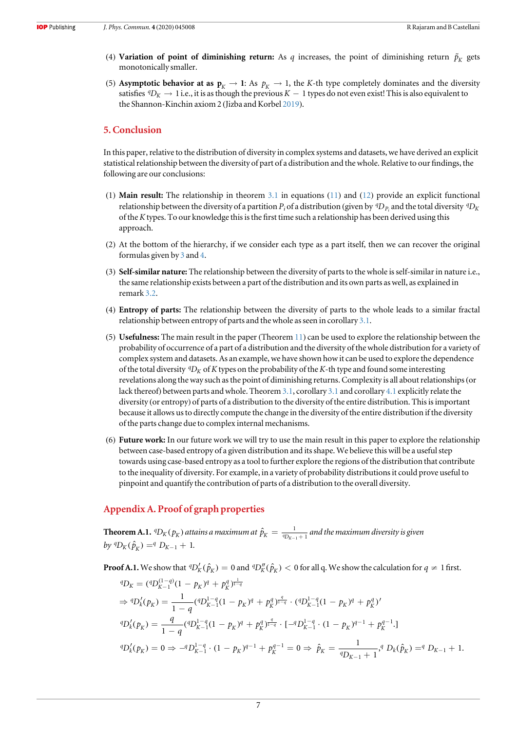(4) **Variation of point of diminishing return:** As $q$ increases, the point of diminishing return $\tilde{p}_K$ gets monotonically smaller.

(5) **Asymptotic behavior at as $\mathbf{p}_K \to \mathbf{1}$:** As $p_K \to 1$, the $K$-th type completely dominates and the diversity satisfies ${}^qD_K \to 1$ i.e., it is as though the previous $K-1$ types do not even exist! This is also equivalent to the Shannon-Kinchin axiom 2 (Jizba and Korbel 2019).

## 5. Conclusion

In this paper, relative to the distribution of diversity in complex systems and datasets, we have derived an explicit statistical relationship between the diversity of part of a distribution and the whole. Relative to our findings, the following are our conclusions:

(1) **Main result:** The relationship in theorem 3.1 in equations (11) and (12) provide an explicit functional relationship between the diversity of a partition $P_i$ of a distribution (given by ${}^qD_{P_i}$ and the total diversity ${}^qD_K$ of the $K$ types. To our knowledge this is the first time such a relationship has been derived using this approach.

(2) At the bottom of the hierarchy, if we consider each type as a part itself, then we can recover the original formulas given by 3 and 4.

(3) **Self-similar nature:** The relationship between the diversity of parts to the whole is self-similar in nature i.e., the same relationship exists between a part of the distribution and its own parts as well, as explained in remark 3.2.

(4) **Entropy of parts:** The relationship between the diversity of parts to the whole leads to a similar fractal relationship between entropy of parts and the whole as seen in corollary 3.1.

(5) **Usefulness:** The main result in the paper (Theorem 11) can be used to explore the relationship between the probability of occurrence of a part of a distribution and the diversity of the whole distribution for a variety of complex system and datasets. As an example, we have shown how it can be used to explore the dependence of the total diversity ${}^qD_K$ of $K$ types on the probability of the $K$-th type and found some interesting revelations along the way such as the point of diminishing returns. Complexity is all about relationships (or lack thereof) between parts and whole. Theorem 3.1, corollary 3.1 and corollary 4.1 explicitly relate the diversity (or entropy) of parts of a distribution to the diversity of the entire distribution. This is important because it allows us to directly compute the change in the diversity of the entire distribution if the diversity of the parts change due to complex internal mechanisms.

(6) **Future work:** In our future work we will try to use the main result in this paper to explore the relationship between case-based entropy of a given distribution and its shape. We believe this will be a useful step towards using case-based entropy as a tool to further explore the regions of the distribution that contribute to the inequality of diversity. For example, in a variety of probability distributions it could prove useful to pinpoint and quantify the contribution of parts of a distribution to the overall diversity.

## Appendix A. Proof of graph properties

**Theorem A.1.** *${}^qD_K(p_K)$ attains a maximum at $\hat{p}_K = \frac{1}{{}^qD_{K-1}+1}$ and the maximum diversity is given by ${}^qD_K(\hat{p}_K) = {}^qD_{K-1} + 1$.*

**Proof A.1.** We show that ${}^qD_K'(\hat{p}_K) = 0$ and ${}^qD_K''(\hat{p}_K) < 0$ for all q. We show the calculation for $q \neq 1$ first.

$$
\begin{aligned}
&{}^qD_K = ({}^qD_{K-1}^{(1-q)}(1-p_K)^q + p_K^q)^{\frac{1}{1-q}} \\
&\Rightarrow {}^qD_k'(p_K) = \frac{1}{1-q}({}^qD_{K-1}^{1-q}(1-p_K)^q + p_K^q)^{\frac{q}{1-q}} \cdot ({}^qD_{K-1}^{1-q}(1-p_K)^q + p_K^q)' \\
&{}^qD_k'(p_K) = \frac{q}{1-q}({}^qD_{K-1}^{1-q}(1-p_K)^q + p_K^q)^{\frac{q}{1-q}} \cdot [-{}^qD_{K-1}^{1-q} \cdot (1-p_K)^{q-1} + p_K^{q-1}.] \\
&{}^qD_k'(p_K) = 0 \Rightarrow -{}^qD_{K-1}^{1-q} \cdot (1-p_K)^{q-1} + p_K^{q-1} = 0 \Rightarrow \hat{p}_K = \frac{1}{{}^qD_{K-1}+1}, {}^qD_k(\hat{p}_K) = {}^qD_{K-1} + 1.
\end{aligned}
$$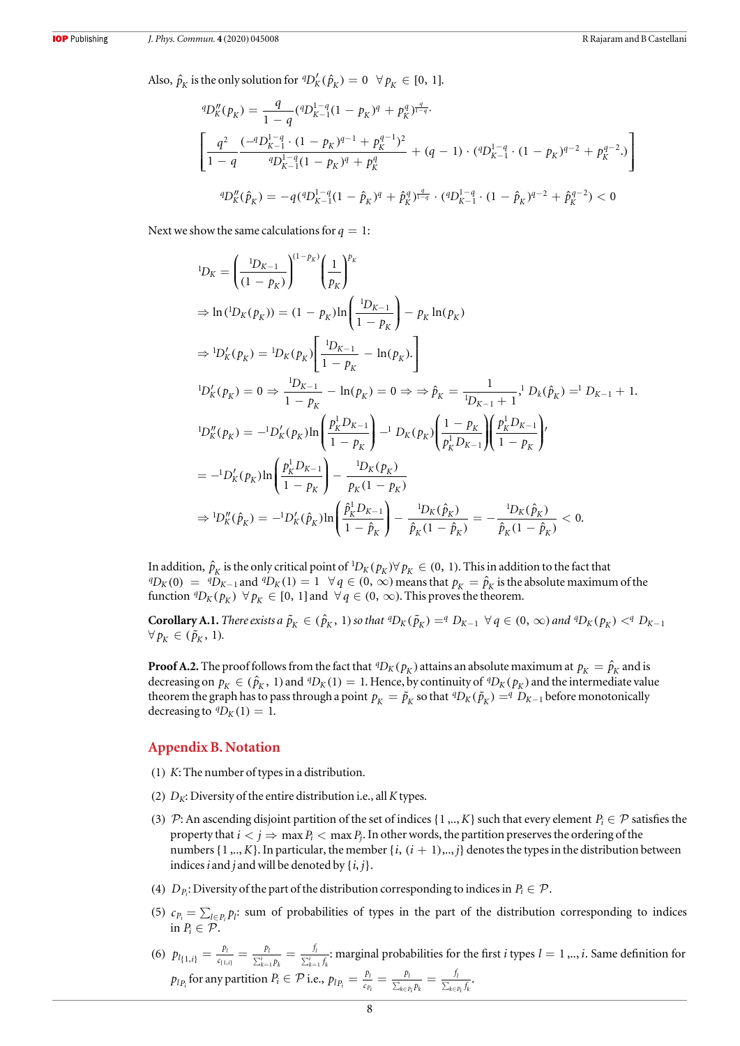Also, $\hat{p}_K$ is the only solution for ${}^qD_K'(\hat{p}_K) = 0 \ \ \forall p_K \in [0, 1]$.

$$
{}^qD_K''(p_K) = \frac{q}{1-q}({}^qD_{K-1}^{1-q}(1-p_K)^q + p_K^q)^{\frac{q}{1-q}} \cdot
$$

$$
\left[\frac{q^2}{1-q}\frac{(-{}^qD_{K-1}^{1-q}\cdot(1-p_K)^{q-1} + p_K^{q-1})^2}{{}^qD_{K-1}^{1-q}(1-p_K)^q + p_K^q} + (q-1)\cdot({}^qD_{K-1}^{1-q}\cdot(1-p_K)^{q-2} + p_K^{q-2}.)\right]
$$

$$
{}^qD_K''(\hat{p}_K) = -q({}^qD_{K-1}^{1-q}(1-\hat{p}_K)^q + \hat{p}_K^q)^{\frac{q}{1-q}} \cdot ({}^qD_{K-1}^{1-q}\cdot(1-\hat{p}_K)^{q-2} + \hat{p}_K^{q-2}) < 0
$$

Next we show the same calculations for $q = 1$:

$$
{}^1D_K = \left(\frac{{}^1D_{K-1}}{(1-p_K)}\right)^{(1-p_K)}\left(\frac{1}{p_K}\right)^{p_K}
$$

$$
\Rightarrow \ln({}^1D_K(p_K)) = (1-p_K)\ln\left(\frac{{}^1D_{K-1}}{1-p_K}\right) - p_K\ln(p_K)
$$

$$
\Rightarrow {}^1D_K'(p_K) = {}^1D_K(p_K)\left[\frac{{}^1D_{K-1}}{1-p_K} - \ln(p_K).\right]
$$

$$
{}^1D_K'(p_K) = 0 \Rightarrow \frac{{}^1D_{K-1}}{1-p_K} - \ln(p_K) = 0 \Rightarrow \Rightarrow \hat{p}_K = \frac{1}{{}^1D_{K-1}+1}, {}^1D_K(\hat{p}_K) = {}^1D_{K-1} + 1.
$$

$$
{}^1D_K''(p_K) = -{}^1D_K'(p_K)\ln\left(\frac{p_K^1 D_{K-1}}{1-p_K}\right) - {}^1D_K(p_K)\left(\frac{1-p_K}{p_K^1 D_{K-1}}\right)\left(\frac{p_K^1 D_{K-1}}{1-p_K}\right)',
$$

$$
= -{}^1D_K'(p_K)\ln\left(\frac{p_K^1 D_{K-1}}{1-p_K}\right) - \frac{{}^1D_K(p_K)}{p_K(1-p_K)}
$$

$$
\Rightarrow {}^1D_K''(\hat{p}_K) = -{}^1D_K'(\hat{p}_K)\ln\left(\frac{\hat{p}_K^1 D_{K-1}}{1-\hat{p}_K}\right) - \frac{{}^1D_K(\hat{p}_K)}{\hat{p}_K(1-\hat{p}_K)} = -\frac{{}^1D_K(\hat{p}_K)}{\hat{p}_K(1-\hat{p}_K)} < 0.
$$

In addition, $\hat{p}_K$ is the only critical point of ${}^1D_K(p_K) \forall p_K \in (0, 1)$. This in addition to the fact that ${}^qD_K(0) = {}^qD_{K-1}$ and ${}^qD_K(1) = 1 \ \ \forall q \in (0, \infty)$ means that $p_K = \hat{p}_K$ is the absolute maximum of the function ${}^qD_K(p_K) \ \ \forall p_K \in [0, 1]$ and $\forall q \in (0, \infty)$. This proves the theorem.

**Corollary A.1.** *There exists a* $\tilde{p}_K \in (\hat{p}_K, 1)$ *so that* ${}^qD_K(\tilde{p}_K) = {}^qD_{K-1} \ \ \forall q \in (0, \infty)$ *and* ${}^qD_K(p_K) < {}^qD_{K-1}$ $\forall p_K \in (\tilde{p}_K, 1)$.

**Proof A.2.** The proof follows from the fact that ${}^qD_K(p_K)$ attains an absolute maximum at $p_K = \hat{p}_K$ and is decreasing on $p_K \in (\hat{p}_K, 1)$ and ${}^qD_K(1) = 1$. Hence, by continuity of ${}^qD_K(p_K)$ and the intermediate value theorem the graph has to pass through a point $p_K = \tilde{p}_K$ so that ${}^qD_K(\tilde{p}_K) = {}^qD_{K-1}$ before monotonically decreasing to ${}^qD_K(1) = 1$.

## Appendix B. Notation

1. $K$: The number of types in a distribution.
2. $D_K$: Diversity of the entire distribution i.e., all $K$ types.
3. $\mathcal{P}$: An ascending disjoint partition of the set of indices $\{1,.., K\}$ such that every element $P_i \in \mathcal{P}$ satisfies the property that $i < j \Rightarrow \max P_i < \max P_j$. In other words, the partition preserves the ordering of the numbers $\{1,.., K\}$. In particular, the member $\{i, (i+1),.., j\}$ denotes the types in the distribution between indices $i$ and $j$ and will be denoted by $\{i, j\}$.
4. $D_{P_i}$: Diversity of the part of the distribution corresponding to indices in $P_i \in \mathcal{P}$.
5. $c_{P_i} = \sum_{l \in P_i} p_l$: sum of probabilities of types in the part of the distribution corresponding to indices in $P_i \in \mathcal{P}$.
6. $p_{l\{1,i\}} = \frac{p_l}{c_{\{1,i\}}} = \frac{p_l}{\sum_{k=1}^i p_k} = \frac{f_l}{\sum_{k=1}^i f_k}$: marginal probabilities for the first $i$ types $l = 1,.., i$. Same definition for $p_{lP_i}$ for any partition $P_i \in \mathcal{P}$ i.e., $p_{lP_i} = \frac{p_l}{c_{P_i}} = \frac{p_l}{\sum_{k \in P_i} p_k} = \frac{f_l}{\sum_{k \in P_i} f_k}$.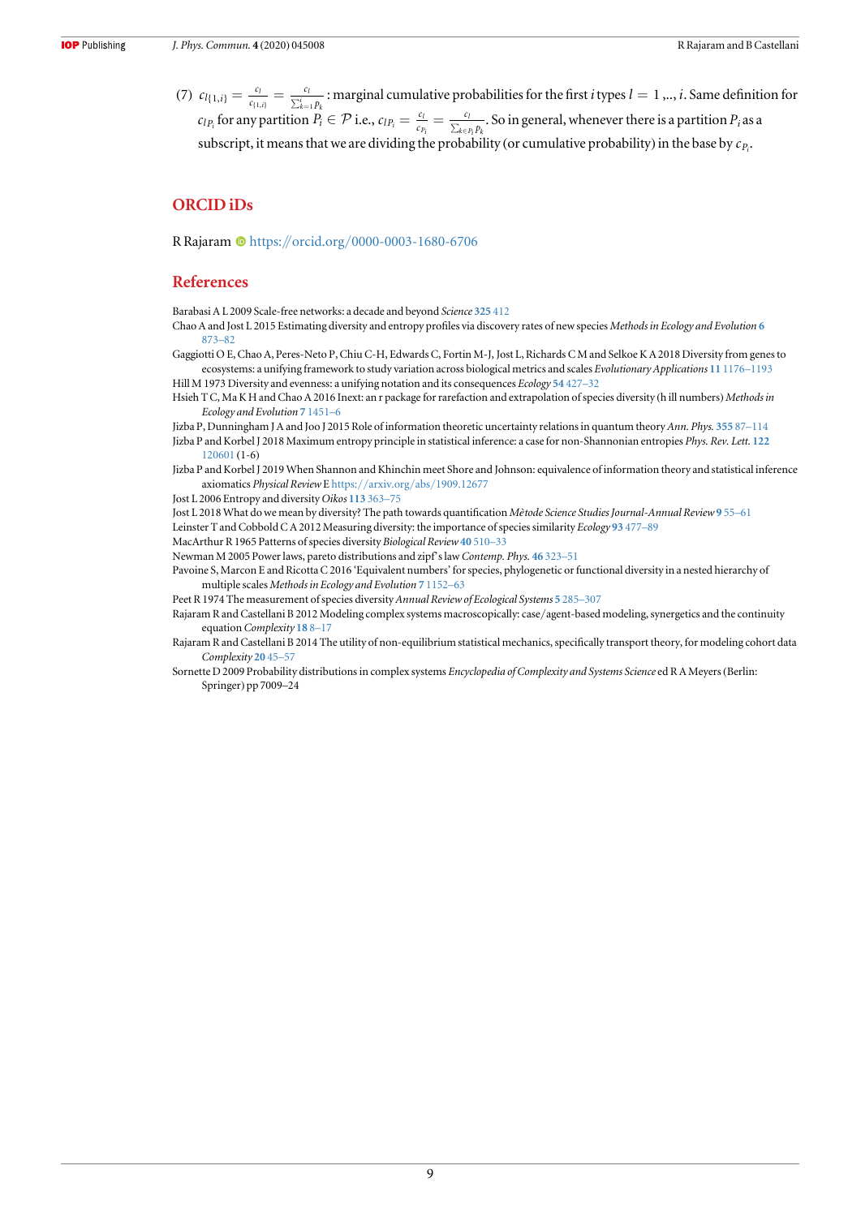(7) $c_{l\{1,i\}} = \frac{c_l}{c_{\{1,i\}}} = \frac{c_l}{\sum_{k=1}^{i} p_k}$ : marginal cumulative probabilities for the first $i$ types $l = 1, .., i$. Same definition for $c_{lP_i}$ for any partition $P_i \in \mathcal{P}$ i.e., $c_{lP_i} = \frac{c_l}{c_{P_i}} = \frac{c_l}{\sum_{k \in P_i} p_k}$. So in general, whenever there is a partition $P_i$ as a subscript, it means that we are dividing the probability (or cumulative probability) in the base by $c_{P_i}$.

## ORCID iDs

R Rajaram https://orcid.org/0000-0003-1680-6706

## References

Barabasi A L 2009 Scale-free networks: a decade and beyond *Science* **325** 412

Chao A and Jost L 2015 Estimating diversity and entropy profiles via discovery rates of new species *Methods in Ecology and Evolution* **6** 873–82

Gaggiotti O E, Chao A, Peres-Neto P, Chiu C-H, Edwards C, Fortin M-J, Jost L, Richards C M and Selkoe K A 2018 Diversity from genes to ecosystems: a unifying framework to study variation across biological metrics and scales *Evolutionary Applications* **11** 1176–1193

Hill M 1973 Diversity and evenness: a unifying notation and its consequences *Ecology* **54** 427–32

Hsieh T C, Ma K H and Chao A 2016 Inext: an r package for rarefaction and extrapolation of species diversity (h ill numbers) *Methods in Ecology and Evolution* **7** 1451–6

Jizba P, Dunningham J A and Joo J 2015 Role of information theoretic uncertainty relations in quantum theory *Ann. Phys.* **355** 87–114

Jizba P and Korbel J 2018 Maximum entropy principle in statistical inference: a case for non-Shannonian entropies *Phys. Rev. Lett.* **122** 120601 (1-6)

Jizba P and Korbel J 2019 When Shannon and Khinchin meet Shore and Johnson: equivalence of information theory and statistical inference axiomatics *Physical Review E* https://arxiv.org/abs/1909.12677

Jost L 2006 Entropy and diversity *Oikos* **113** 363–75

Jost L 2018 What do we mean by diversity? The path towards quantification *Mètode Science Studies Journal-Annual Review* **9** 55–61

Leinster T and Cobbold C A 2012 Measuring diversity: the importance of species similarity *Ecology* **93** 477–89

MacArthur R 1965 Patterns of species diversity *Biological Review* **40** 510–33

Newman M 2005 Power laws, pareto distributions and zipf's law *Contemp. Phys.* **46** 323–51

Pavoine S, Marcon E and Ricotta C 2016 'Equivalent numbers' for species, phylogenetic or functional diversity in a nested hierarchy of multiple scales *Methods in Ecology and Evolution* **7** 1152–63

Peet R 1974 The measurement of species diversity *Annual Review of Ecological Systems* **5** 285–307

Rajaram R and Castellani B 2012 Modeling complex systems macroscopically: case/agent-based modeling, synergetics and the continuity equation *Complexity* **18** 8–17

Rajaram R and Castellani B 2014 The utility of non-equilibrium statistical mechanics, specifically transport theory, for modeling cohort data *Complexity* **20** 45–57

Sornette D 2009 Probability distributions in complex systems *Encyclopedia of Complexity and Systems Science* ed R A Meyers (Berlin: Springer) pp 7009–24